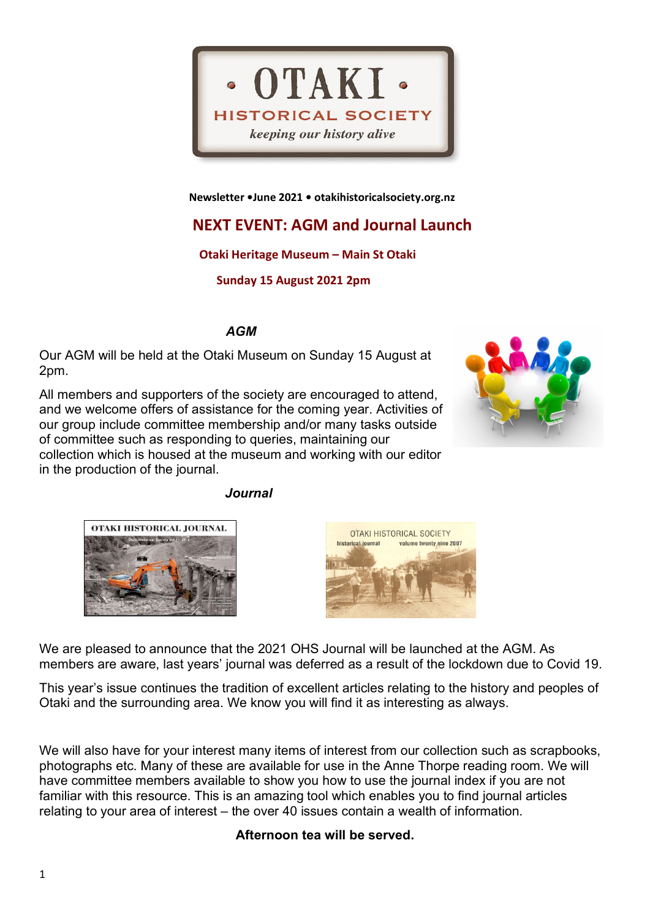# OTAKI HISTORICAL SOCIETY

*keeping our history alive*

**Newsletter •June 2021 • otakihistoricalsociety.org.nz**

## NEXT EVENT: AGM and Journal Launch

**Otaki Heritage Museum – Main St Otaki**

**Sunday 15 August 2021 2pm**

### *AGM*

Our AGM will be held at the Otaki Museum on Sunday 15 August at 2pm.

All members and supporters of the society are encouraged to attend, and we welcome offers of assistance for the coming year. Activities of our group include committee membership and/or many tasks outside of committee such as responding to queries, maintaining our collection which is housed at the museum and working with our editor in the production of the journal.

### *Journal*

We are pleased to announce that the 2021 OHS Journal will be launched at the AGM. As members are aware, last years' journal was deferred as a result of the lockdown due to Covid 19.

This year's issue continues the tradition of excellent articles relating to the history and peoples of Otaki and the surrounding area. We know you will find it as interesting as always.

We will also have for your interest many items of interest from our collection such as scrapbooks, photographs etc. Many of these are available for use in the Anne Thorpe reading room. We will have committee members available to show you how to use the journal index if you are not familiar with this resource. This is an amazing tool which enables you to find journal articles relating to your area of interest – the over 40 issues contain a wealth of information.

**Afternoon tea will be served.**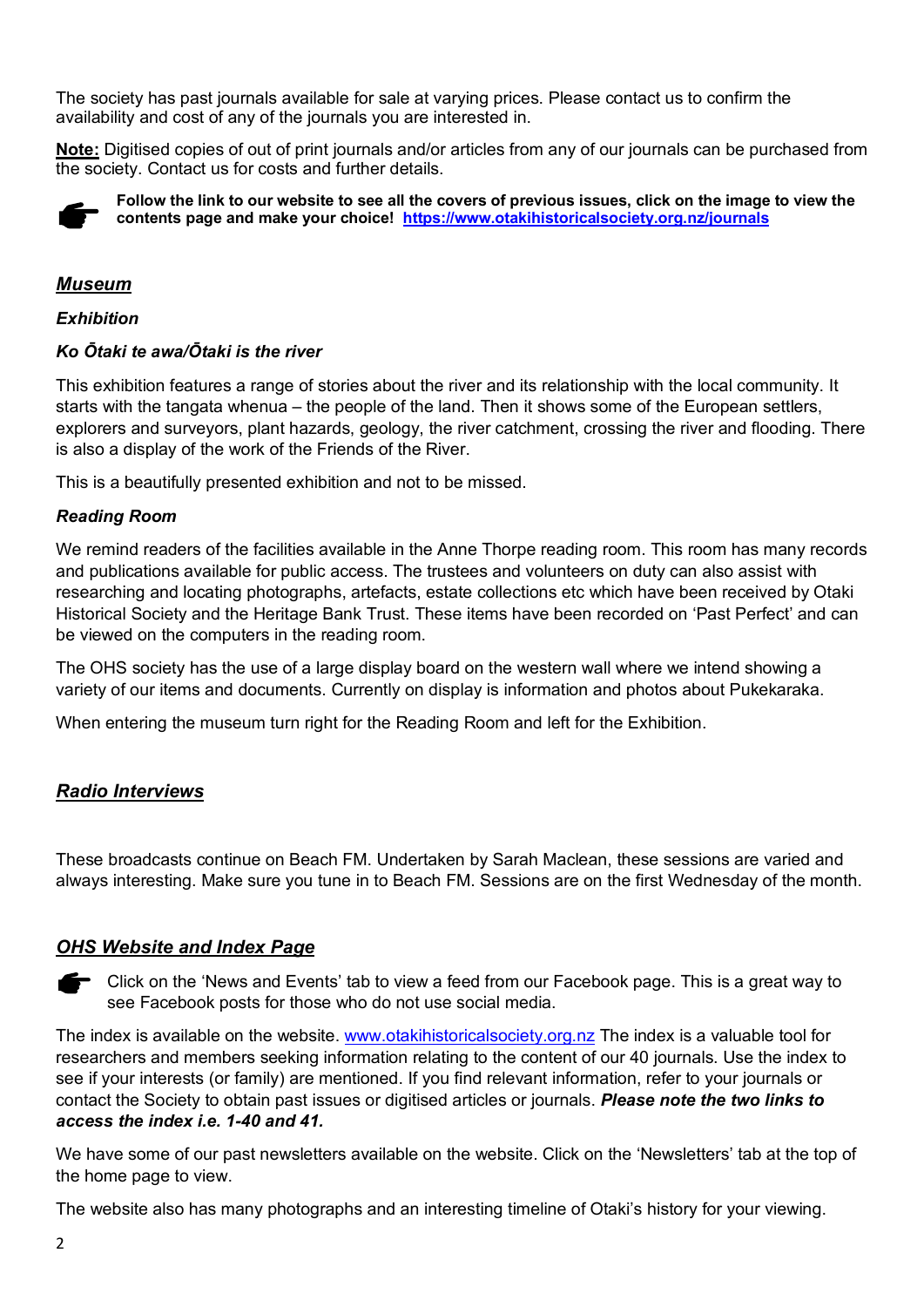The society has past journals available for sale at varying prices. Please contact us to confirm the availability and cost of any of the journals you are interested in.

**Note:** Digitised copies of out of print journals and/or articles from any of our journals can be purchased from the society. Contact us for costs and further details.

☛ **Follow the link to our website to see all the covers of previous issues, click on the image to view the contents page and make your choice! https://www.otakihistoricalsociety.org.nz/journals**

## *Museum*

### *Exhibition*

### *Ko Ōtaki te awa/Ōtaki is the river*

This exhibition features a range of stories about the river and its relationship with the local community. It starts with the tangata whenua – the people of the land. Then it shows some of the European settlers, explorers and surveyors, plant hazards, geology, the river catchment, crossing the river and flooding. There is also a display of the work of the Friends of the River.

This is a beautifully presented exhibition and not to be missed.

### *Reading Room*

We remind readers of the facilities available in the Anne Thorpe reading room. This room has many records and publications available for public access. The trustees and volunteers on duty can also assist with researching and locating photographs, artefacts, estate collections etc which have been received by Otaki Historical Society and the Heritage Bank Trust. These items have been recorded on 'Past Perfect' and can be viewed on the computers in the reading room.

The OHS society has the use of a large display board on the western wall where we intend showing a variety of our items and documents. Currently on display is information and photos about Pukekaraka.

When entering the museum turn right for the Reading Room and left for the Exhibition.

## *Radio Interviews*

These broadcasts continue on Beach FM. Undertaken by Sarah Maclean, these sessions are varied and always interesting. Make sure you tune in to Beach FM. Sessions are on the first Wednesday of the month.

## *OHS Website and Index Page*

☛ Click on the 'News and Events' tab to view a feed from our Facebook page. This is a great way to see Facebook posts for those who do not use social media.

The index is available on the website. www.otakihistoricalsociety.org.nz The index is a valuable tool for researchers and members seeking information relating to the content of our 40 journals. Use the index to see if your interests (or family) are mentioned. If you find relevant information, refer to your journals or contact the Society to obtain past issues or digitised articles or journals. ***Please note the two links to access the index i.e. 1-40 and 41.***

We have some of our past newsletters available on the website. Click on the 'Newsletters' tab at the top of the home page to view.

The website also has many photographs and an interesting timeline of Otaki's history for your viewing.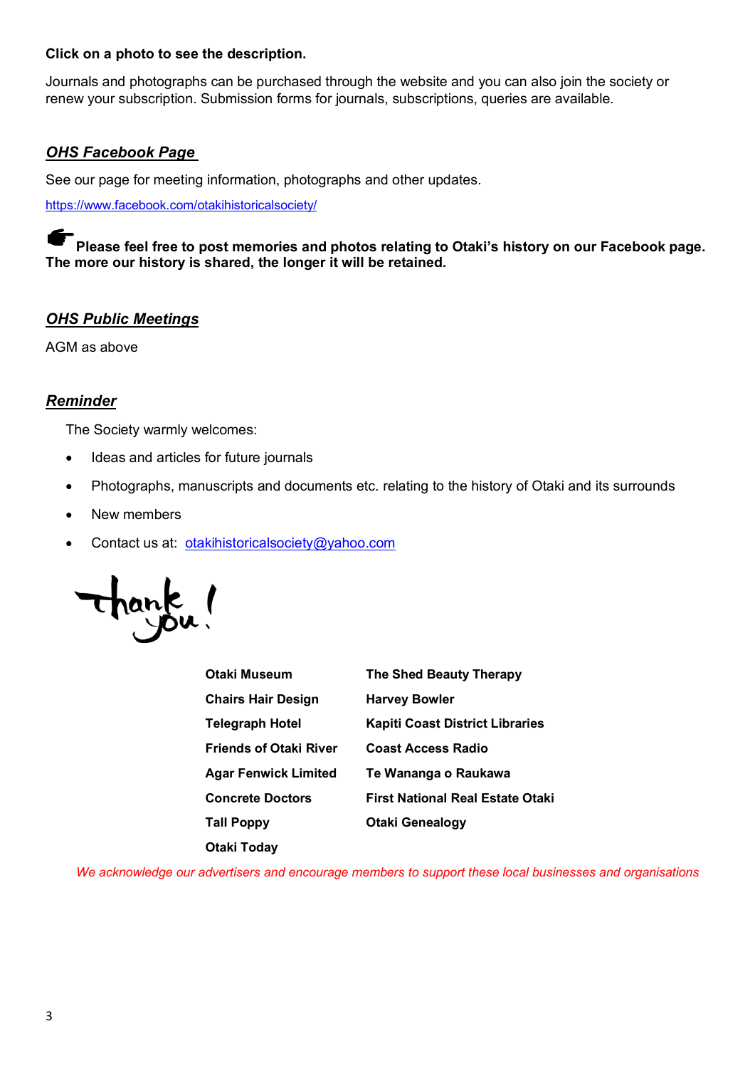**Click on a photo to see the description.**

Journals and photographs can be purchased through the website and you can also join the society or renew your subscription. Submission forms for journals, subscriptions, queries are available.

## ***OHS Facebook Page***

See our page for meeting information, photographs and other updates.

https://www.facebook.com/otakihistoricalsociety/

☛ **Please feel free to post memories and photos relating to Otaki's history on our Facebook page. The more our history is shared, the longer it will be retained.**

## ***OHS Public Meetings***

AGM as above

## ***Reminder***

The Society warmly welcomes:

- Ideas and articles for future journals
- Photographs, manuscripts and documents etc. relating to the history of Otaki and its surrounds
- New members
- Contact us at: otakihistoricalsociety@yahoo.com

thank you!

| | |
|---|---|
| **Otaki Museum** | **The Shed Beauty Therapy** |
| **Chairs Hair Design** | **Harvey Bowler** |
| **Telegraph Hotel** | **Kapiti Coast District Libraries** |
| **Friends of Otaki River** | **Coast Access Radio** |
| **Agar Fenwick Limited** | **Te Wananga o Raukawa** |
| **Concrete Doctors** | **First National Real Estate Otaki** |
| **Tall Poppy** | **Otaki Genealogy** |
| **Otaki Today** | |

*We acknowledge our advertisers and encourage members to support these local businesses and organisations*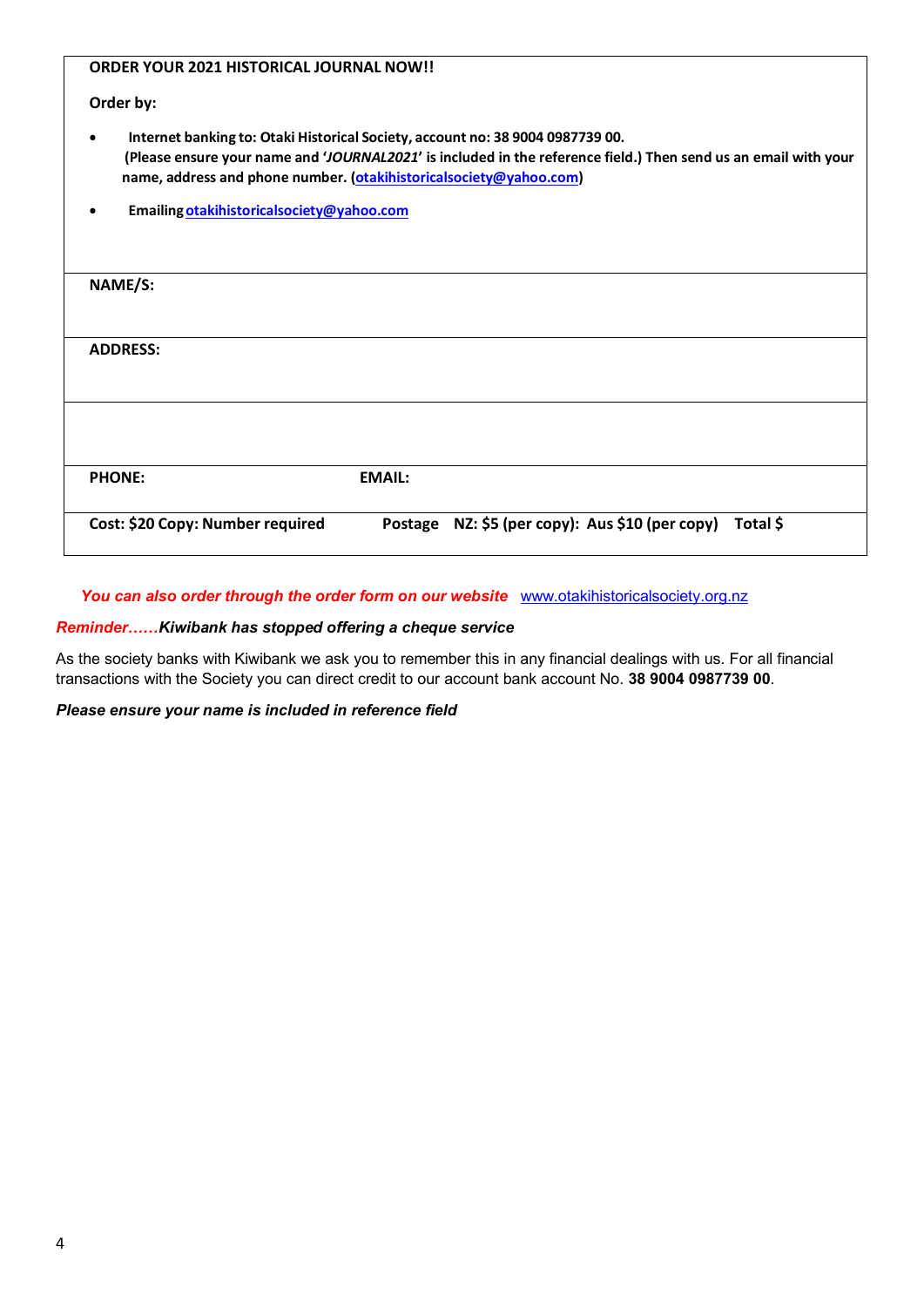**ORDER YOUR 2021 HISTORICAL JOURNAL NOW!!**

**Order by:**

- **Internet banking to: Otaki Historical Society, account no: 38 9004 0987739 00.**
  **(Please ensure your name and '*JOURNAL2021*' is included in the reference field.) Then send us an email with your name, address and phone number. (otakihistoricalsociety@yahoo.com)**
- **Emailing otakihistoricalsociety@yahoo.com**

| | | |
|---|---|---|
| **NAME/S:** | | |
| **ADDRESS:** | | |
| | | |
| **PHONE:** | **EMAIL:** | |
| **Cost: $20 Copy: Number required** | **Postage NZ: $5 (per copy): Aus $10 (per copy)** | **Total $** |

***You can also order through the order form on our website*** www.otakihistoricalsociety.org.nz

***Reminder……Kiwibank has stopped offering a cheque service***

As the society banks with Kiwibank we ask you to remember this in any financial dealings with us. For all financial transactions with the Society you can direct credit to our account bank account No. **38 9004 0987739 00**.

***Please ensure your name is included in reference field***